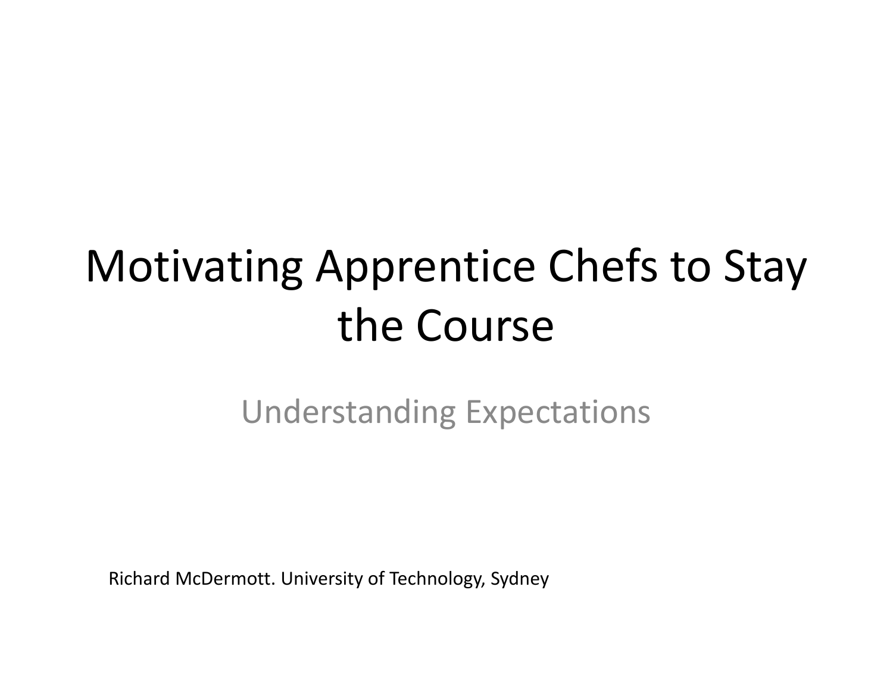# Motivating Apprentice Chefs to Stay the Course

## Understanding Expectations

Richard McDermott. University of Technology, Sydney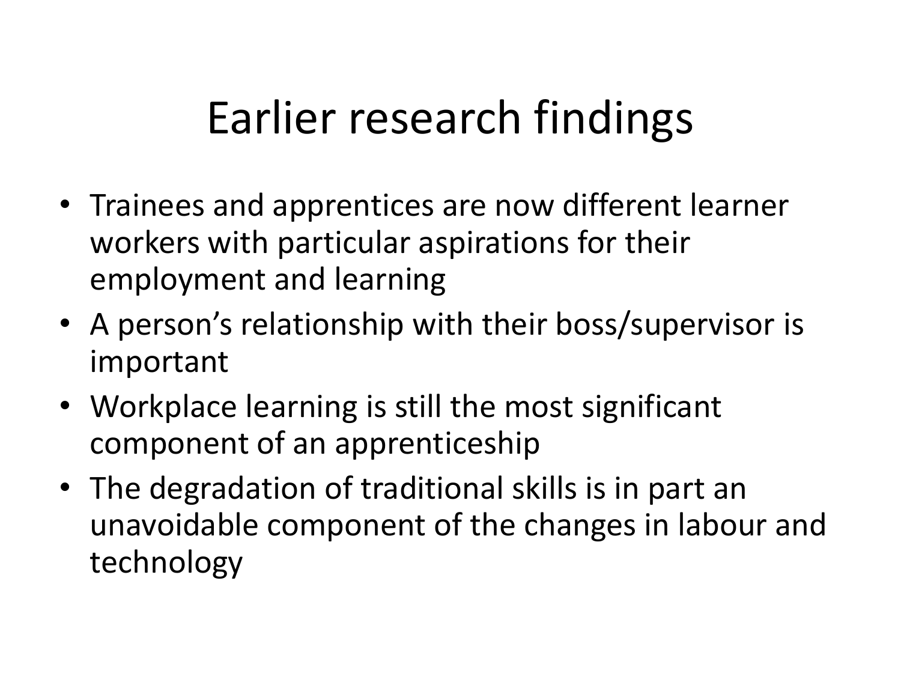# Earlier research findings

- Trainees and apprentices are now different learner workers with particular aspirations for their employment and learning
- A person’s relationship with their boss/supervisor is important
- Workplace learning is still the most significant component of an apprenticeship
- The degradation of traditional skills is in part an unavoidable component of the changes in labour and technology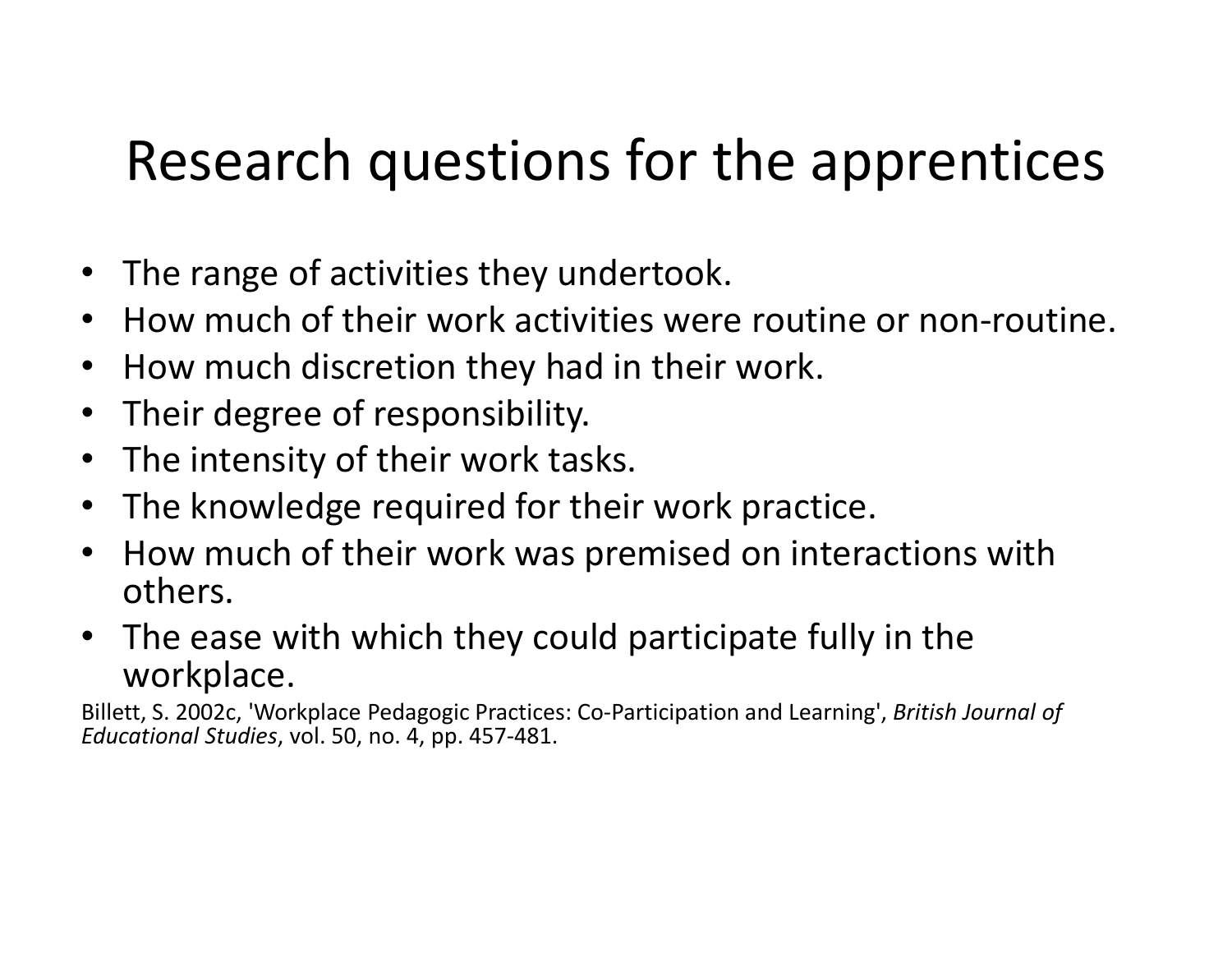# Research questions for the apprentices

- The range of activities they undertook.
- How much of their work activities were routine or non-routine.
- How much discretion they had in their work.
- Their degree of responsibility.
- The intensity of their work tasks.
- The knowledge required for their work practice.
- How much of their work was premised on interactions with others.
- The ease with which they could participate fully in the workplace.

Billett, S. 2002c, 'Workplace Pedagogic Practices: Co-Participation and Learning', *British Journal of Educational Studies*, vol. 50, no. 4, pp. 457-481.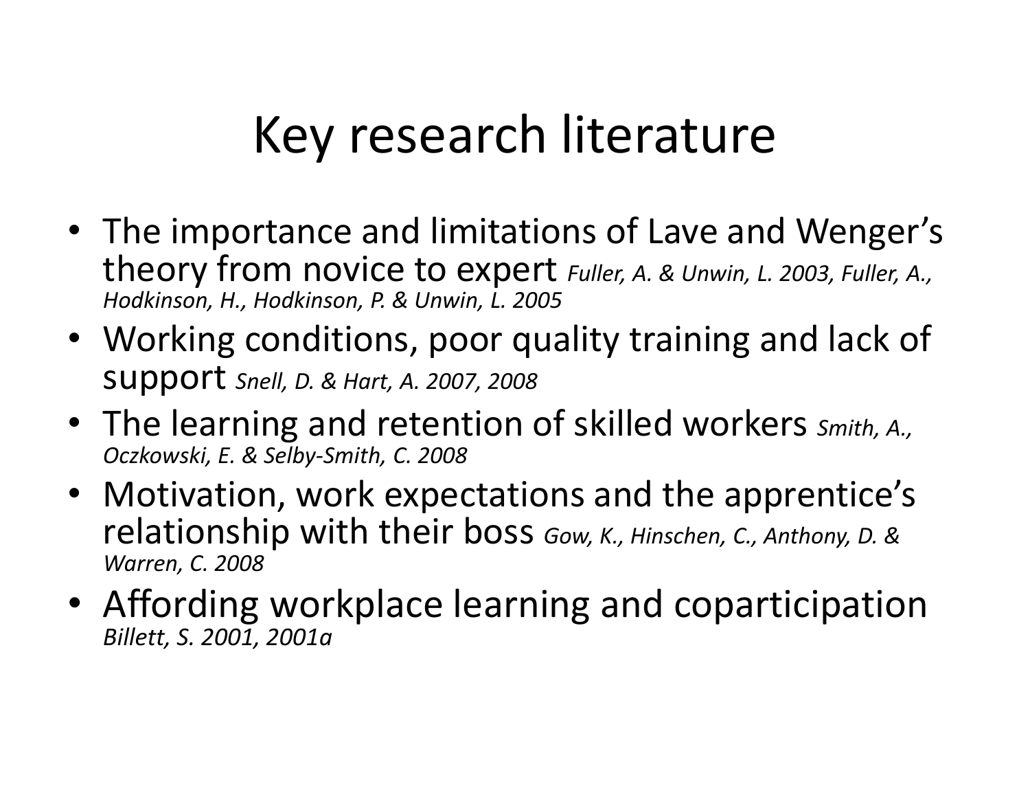# Key research literature

- The importance and limitations of Lave and Wenger's theory from novice to expert *Fuller, A. & Unwin, L. 2003, Fuller, A., Hodkinson, H., Hodkinson, P. & Unwin, L. 2005*
- Working conditions, poor quality training and lack of support *Snell, D. & Hart, A. 2007, 2008*
- The learning and retention of skilled workers *Smith, A., Oczkowski, E. & Selby-Smith, C. 2008*
- Motivation, work expectations and the apprentice's relationship with their boss *Gow, K., Hinschen, C., Anthony, D. & Warren, C. 2008*
- Affording workplace learning and coparticipation *Billett, S. 2001, 2001a*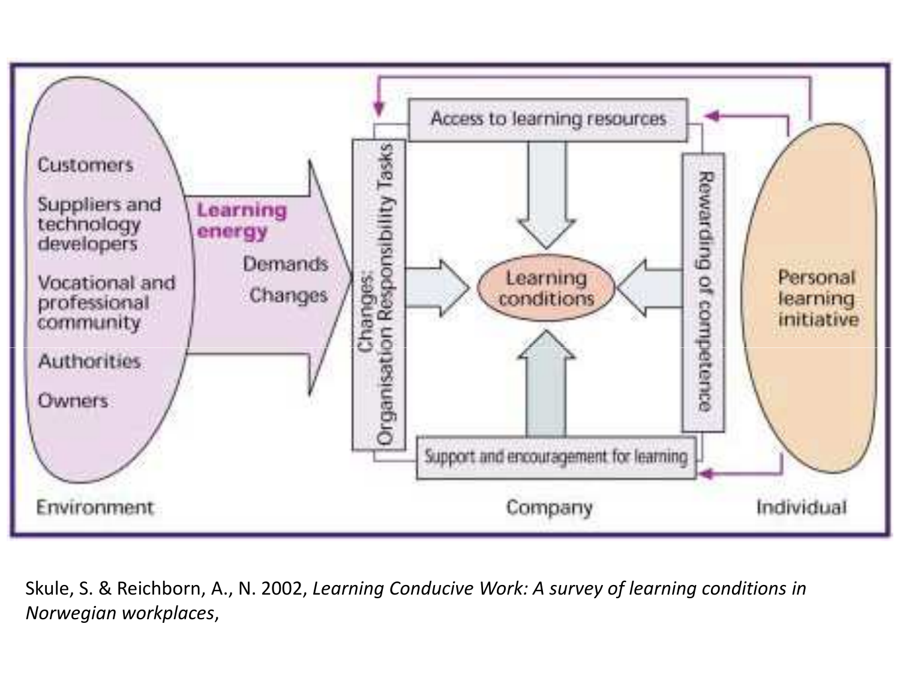Environment

Customers

Suppliers and technology developers

Vocational and professional community

Authorities

Owners

Learning energy

Demands

Changes

Changes: Organisation Responsibility Tasks

Access to learning resources

Learning conditions

Rewarding of competence

Support and encouragement for learning

Company

Personal learning initiative

Individual

Skule, S. & Reichborn, A., N. 2002, *Learning Conducive Work: A survey of learning conditions in Norwegian workplaces*,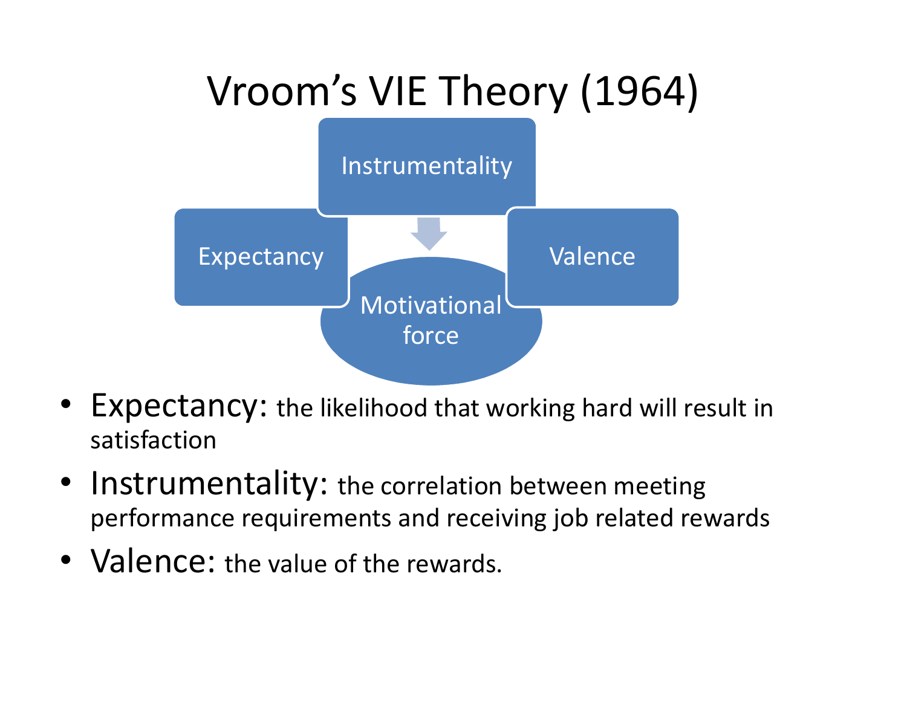# Vroom's VIE Theory (1964)

Instrumentality

Expectancy

Valence

Motivational force

- **Expectancy:** the likelihood that working hard will result in satisfaction
- **Instrumentality:** the correlation between meeting performance requirements and receiving job related rewards
- **Valence:** the value of the rewards.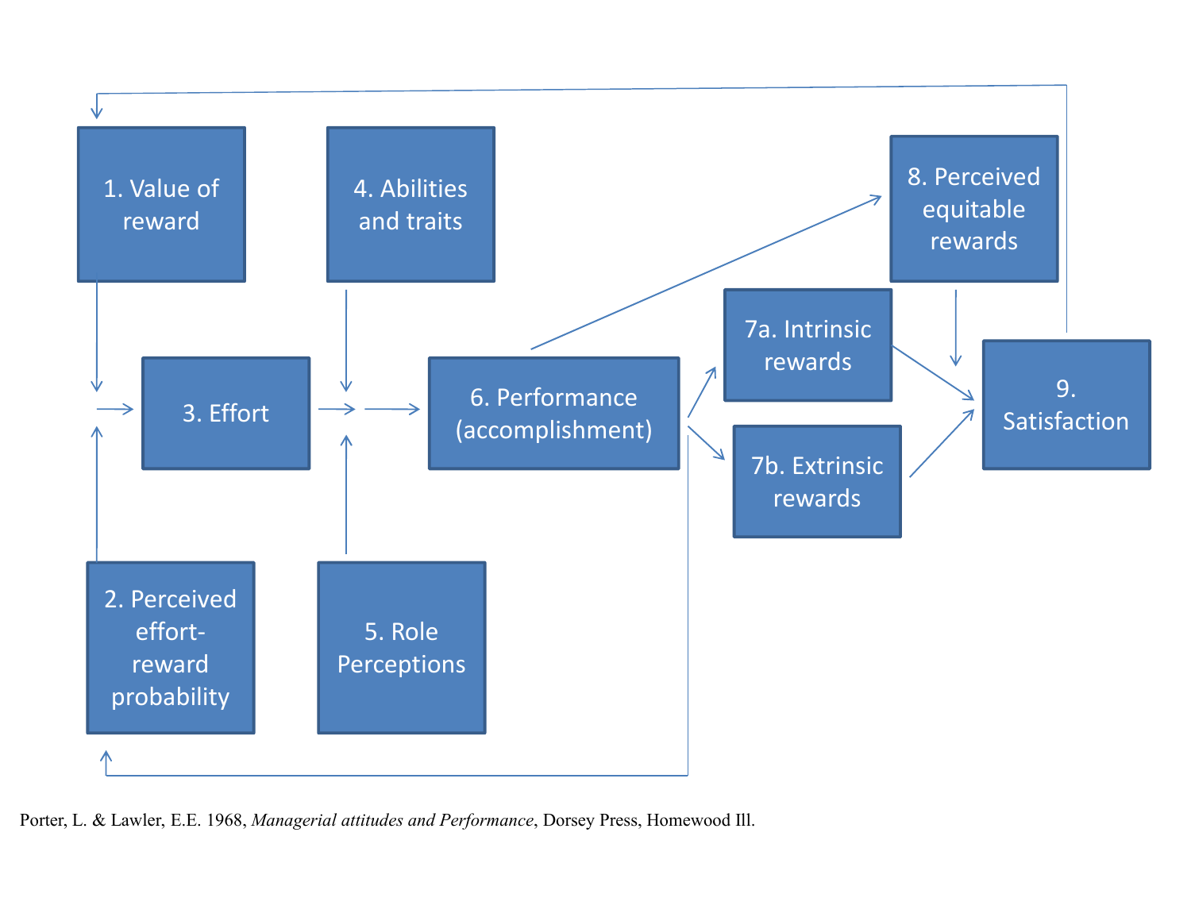1. Value of reward

4. Abilities and traits

8. Perceived equitable rewards

7a. Intrinsic rewards

3. Effort

6. Performance (accomplishment)

9. Satisfaction

7b. Extrinsic rewards

2. Perceived effort-reward probability

5. Role Perceptions

Porter, L. & Lawler, E.E. 1968, *Managerial attitudes and Performance*, Dorsey Press, Homewood Ill.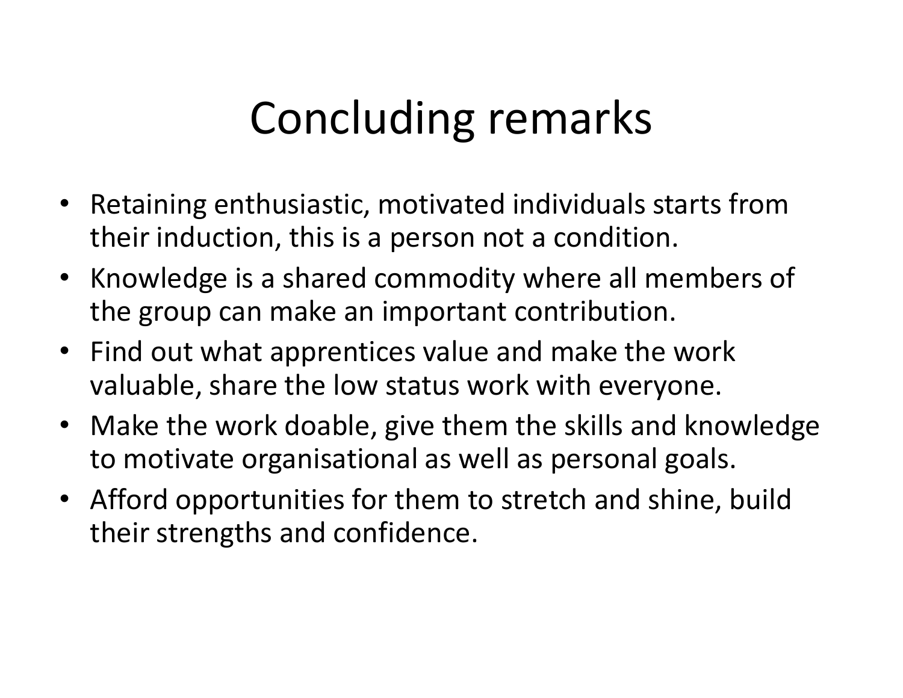# Concluding remarks

- Retaining enthusiastic, motivated individuals starts from their induction, this is a person not a condition.
- Knowledge is a shared commodity where all members of the group can make an important contribution.
- Find out what apprentices value and make the work valuable, share the low status work with everyone.
- Make the work doable, give them the skills and knowledge to motivate organisational as well as personal goals.
- Afford opportunities for them to stretch and shine, build their strengths and confidence.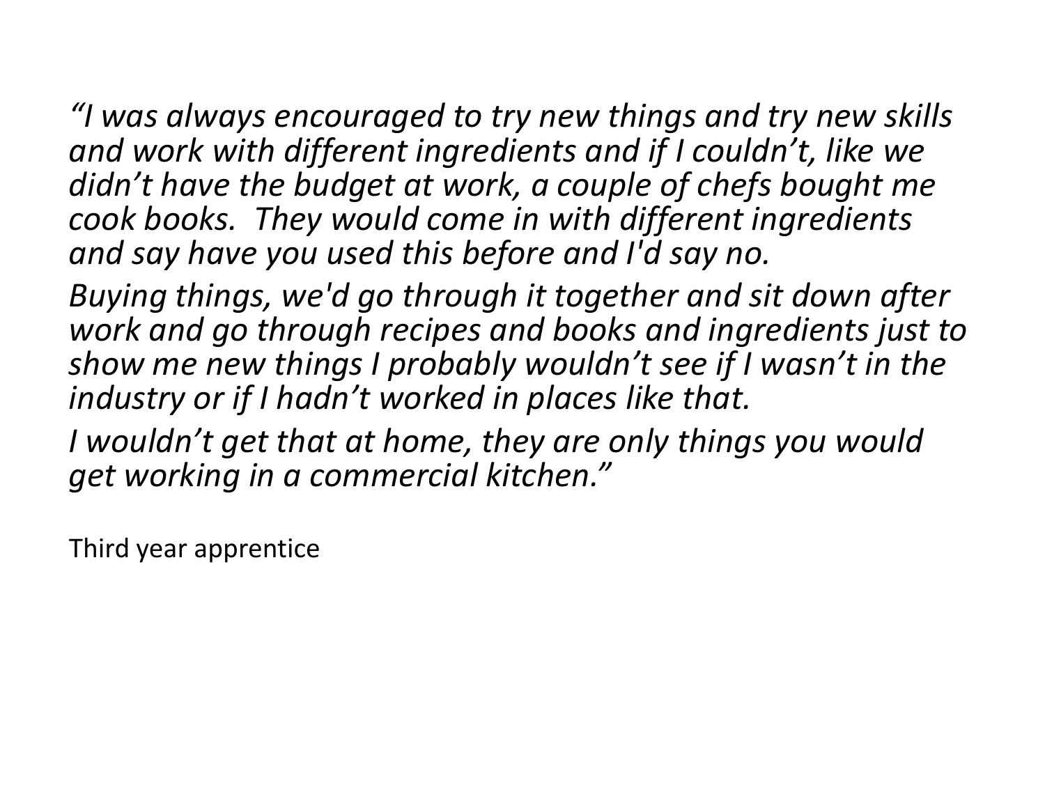*“I was always encouraged to try new things and try new skills and work with different ingredients and if I couldn’t, like we didn’t have the budget at work, a couple of chefs bought me cook books.  They would come in with different ingredients and say have you used this before and I'd say no.*

*Buying things, we'd go through it together and sit down after work and go through recipes and books and ingredients just to show me new things I probably wouldn’t see if I wasn’t in the industry or if I hadn’t worked in places like that.*

*I wouldn’t get that at home, they are only things you would get working in a commercial kitchen.”*

Third year apprentice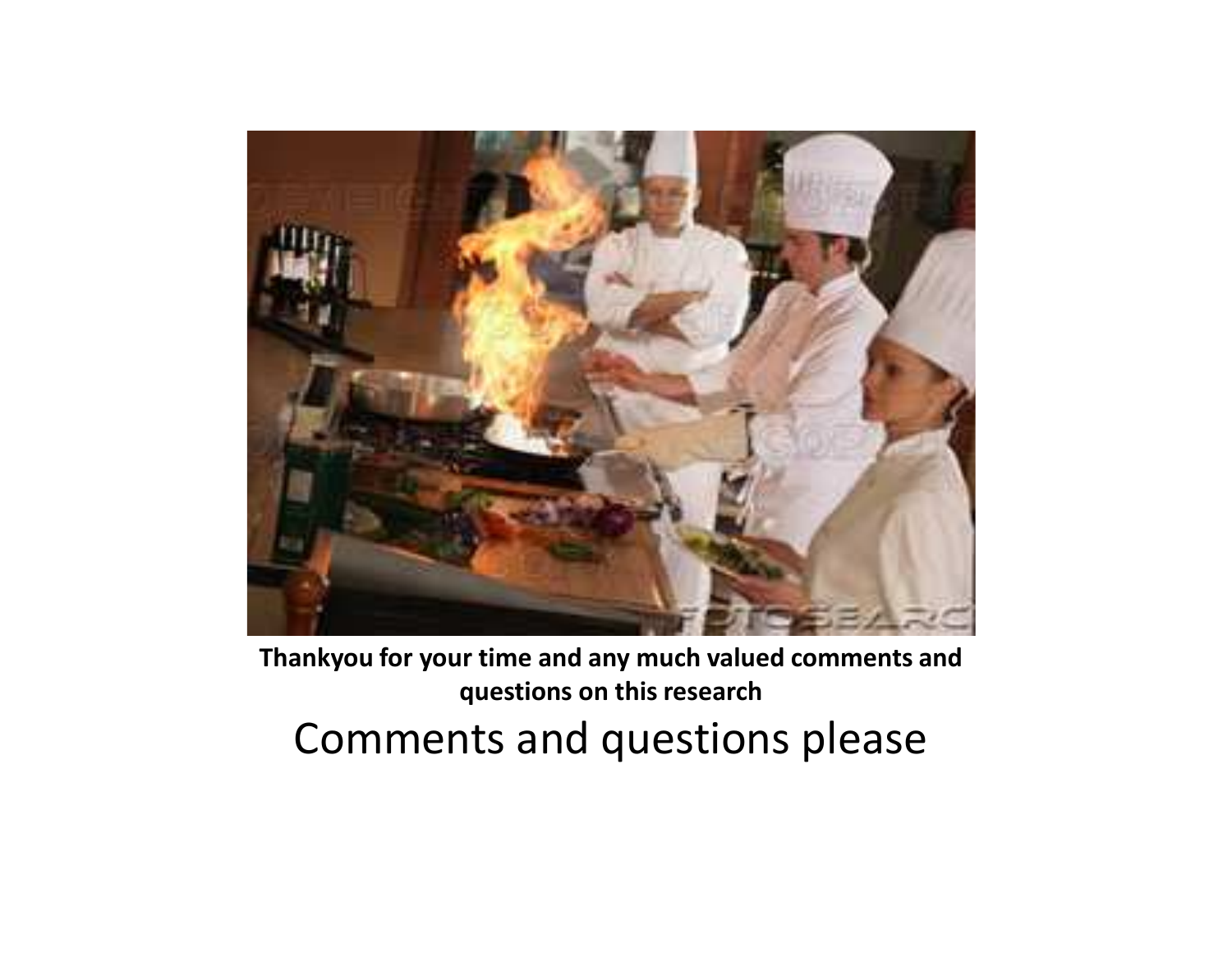**Thankyou for your time and any much valued comments and questions on this research**

# Comments and questions please